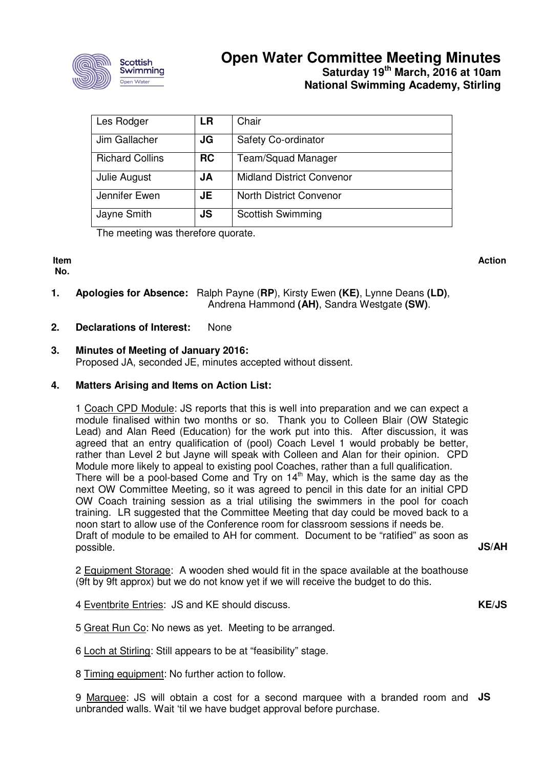# Open Water Committee Meeting Minutes

## Saturday 19th March, 2016 at 10am

## National Swimming Academy, Stirling

| | | |
|---|---|---|
| Les Rodger | **LR** | Chair |
| Jim Gallacher | **JG** | Safety Co-ordinator |
| Richard Collins | **RC** | Team/Squad Manager |
| Julie August | **JA** | Midland District Convenor |
| Jennifer Ewen | **JE** | North District Convenor |
| Jayne Smith | **JS** | Scottish Swimming |

The meeting was therefore quorate.

**Item No.** | **Action**

**1. Apologies for Absence:** Ralph Payne (**RP**), Kirsty Ewen **(KE)**, Lynne Deans **(LD)**, Andrena Hammond **(AH)**, Sandra Westgate **(SW)**.

**2. Declarations of Interest:** None

**3. Minutes of Meeting of January 2016:**
Proposed JA, seconded JE, minutes accepted without dissent.

**4. Matters Arising and Items on Action List:**

1 Coach CPD Module: JS reports that this is well into preparation and we can expect a module finalised within two months or so. Thank you to Colleen Blair (OW Stategic Lead) and Alan Reed (Education) for the work put into this. After discussion, it was agreed that an entry qualification of (pool) Coach Level 1 would probably be better, rather than Level 2 but Jayne will speak with Colleen and Alan for their opinion. CPD Module more likely to appeal to existing pool Coaches, rather than a full qualification.
There will be a pool-based Come and Try on 14th May, which is the same day as the next OW Committee Meeting, so it was agreed to pencil in this date for an initial CPD OW Coach training session as a trial utilising the swimmers in the pool for coach training. LR suggested that the Committee Meeting that day could be moved back to a noon start to allow use of the Conference room for classroom sessions if needs be.
Draft of module to be emailed to AH for comment. Document to be "ratified" as soon as possible. **JS/AH**

2 Equipment Storage: A wooden shed would fit in the space available at the boathouse (9ft by 9ft approx) but we do not know yet if we will receive the budget to do this.

4 Eventbrite Entries: JS and KE should discuss. **KE/JS**

5 Great Run Co: No news as yet. Meeting to be arranged.

6 Loch at Stirling: Still appears to be at "feasibility" stage.

8 Timing equipment: No further action to follow.

9 Marquee: JS will obtain a cost for a second marquee with a branded room and unbranded walls. Wait 'til we have budget approval before purchase. **JS**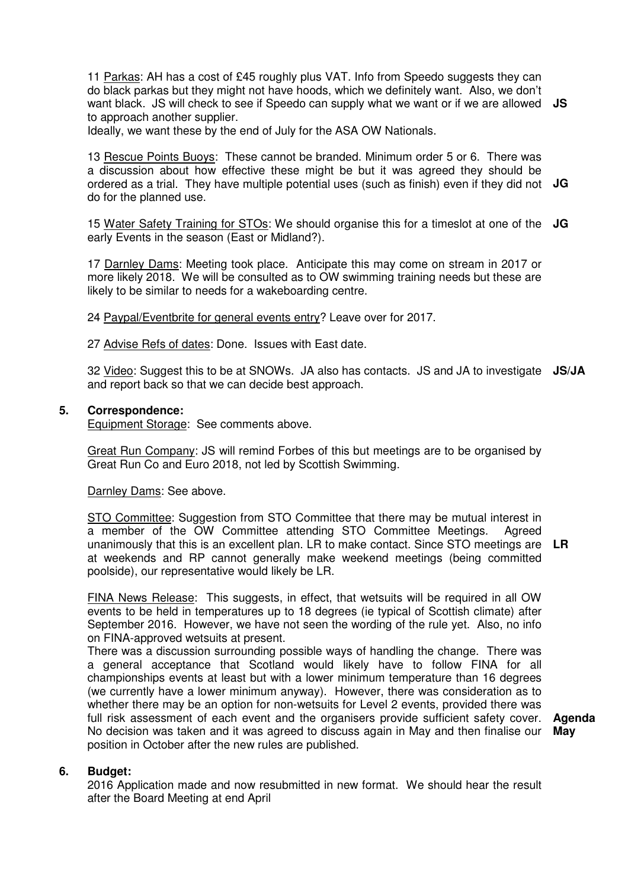11 Parkas: AH has a cost of £45 roughly plus VAT. Info from Speedo suggests they can do black parkas but they might not have hoods, which we definitely want. Also, we don't want black. JS will check to see if Speedo can supply what we want or if we are allowed to approach another supplier. **JS**

Ideally, we want these by the end of July for the ASA OW Nationals.

13 Rescue Points Buoys: These cannot be branded. Minimum order 5 or 6. There was a discussion about how effective these might be but it was agreed they should be ordered as a trial. They have multiple potential uses (such as finish) even if they did not do for the planned use. **JG**

15 Water Safety Training for STOs: We should organise this for a timeslot at one of the early Events in the season (East or Midland?). **JG**

17 Darnley Dams: Meeting took place. Anticipate this may come on stream in 2017 or more likely 2018. We will be consulted as to OW swimming training needs but these are likely to be similar to needs for a wakeboarding centre.

24 Paypal/Eventbrite for general events entry? Leave over for 2017.

27 Advise Refs of dates: Done. Issues with East date.

32 Video: Suggest this to be at SNOWs. JA also has contacts. JS and JA to investigate and report back so that we can decide best approach. **JS/JA**

## 5. Correspondence:

Equipment Storage: See comments above.

Great Run Company: JS will remind Forbes of this but meetings are to be organised by Great Run Co and Euro 2018, not led by Scottish Swimming.

Darnley Dams: See above.

STO Committee: Suggestion from STO Committee that there may be mutual interest in a member of the OW Committee attending STO Committee Meetings. Agreed unanimously that this is an excellent plan. LR to make contact. Since STO meetings are at weekends and RP cannot generally make weekend meetings (being committed poolside), our representative would likely be LR. **LR**

FINA News Release: This suggests, in effect, that wetsuits will be required in all OW events to be held in temperatures up to 18 degrees (ie typical of Scottish climate) after September 2016. However, we have not seen the wording of the rule yet. Also, no info on FINA-approved wetsuits at present.

There was a discussion surrounding possible ways of handling the change. There was a general acceptance that Scotland would likely have to follow FINA for all championships events at least but with a lower minimum temperature than 16 degrees (we currently have a lower minimum anyway). However, there was consideration as to whether there may be an option for non-wetsuits for Level 2 events, provided there was full risk assessment of each event and the organisers provide sufficient safety cover. No decision was taken and it was agreed to discuss again in May and then finalise our position in October after the new rules are published. **Agenda May**

## 6. Budget:

2016 Application made and now resubmitted in new format. We should hear the result after the Board Meeting at end April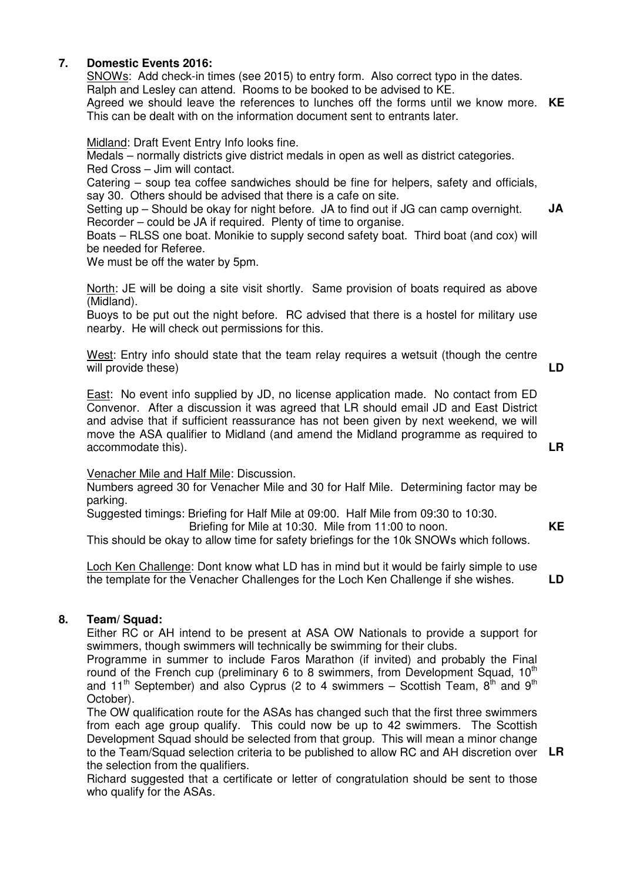## 7. Domestic Events 2016:

SNOWs: Add check-in times (see 2015) to entry form. Also correct typo in the dates. Ralph and Lesley can attend. Rooms to be booked to be advised to KE.
Agreed we should leave the references to lunches off the forms until we know more. This can be dealt with on the information document sent to entrants later. **KE**

Midland: Draft Event Entry Info looks fine.
Medals – normally districts give district medals in open as well as district categories.
Red Cross – Jim will contact.
Catering – soup tea coffee sandwiches should be fine for helpers, safety and officials, say 30. Others should be advised that there is a cafe on site.
Setting up – Should be okay for night before. JA to find out if JG can camp overnight. **JA**
Recorder – could be JA if required. Plenty of time to organise.
Boats – RLSS one boat. Monikie to supply second safety boat. Third boat (and cox) will be needed for Referee.
We must be off the water by 5pm.

North: JE will be doing a site visit shortly. Same provision of boats required as above (Midland).
Buoys to be put out the night before. RC advised that there is a hostel for military use nearby. He will check out permissions for this.

West: Entry info should state that the team relay requires a wetsuit (though the centre will provide these) **LD**

East: No event info supplied by JD, no license application made. No contact from ED Convenor. After a discussion it was agreed that LR should email JD and East District and advise that if sufficient reassurance has not been given by next weekend, we will move the ASA qualifier to Midland (and amend the Midland programme as required to accommodate this). **LR**

Venacher Mile and Half Mile: Discussion.
Numbers agreed 30 for Venacher Mile and 30 for Half Mile. Determining factor may be parking.
Suggested timings: Briefing for Half Mile at 09:00. Half Mile from 09:30 to 10:30.
Briefing for Mile at 10:30. Mile from 11:00 to noon. **KE**
This should be okay to allow time for safety briefings for the 10k SNOWs which follows.

Loch Ken Challenge: Dont know what LD has in mind but it would be fairly simple to use the template for the Venacher Challenges for the Loch Ken Challenge if she wishes. **LD**

## 8. Team/ Squad:

Either RC or AH intend to be present at ASA OW Nationals to provide a support for swimmers, though swimmers will technically be swimming for their clubs.
Programme in summer to include Faros Marathon (if invited) and probably the Final round of the French cup (preliminary 6 to 8 swimmers, from Development Squad, 10th and 11th September) and also Cyprus (2 to 4 swimmers – Scottish Team, 8th and 9th October).
The OW qualification route for the ASAs has changed such that the first three swimmers from each age group qualify. This could now be up to 42 swimmers. The Scottish Development Squad should be selected from that group. This will mean a minor change to the Team/Squad selection criteria to be published to allow RC and AH discretion over the selection from the qualifiers. **LR**
Richard suggested that a certificate or letter of congratulation should be sent to those who qualify for the ASAs.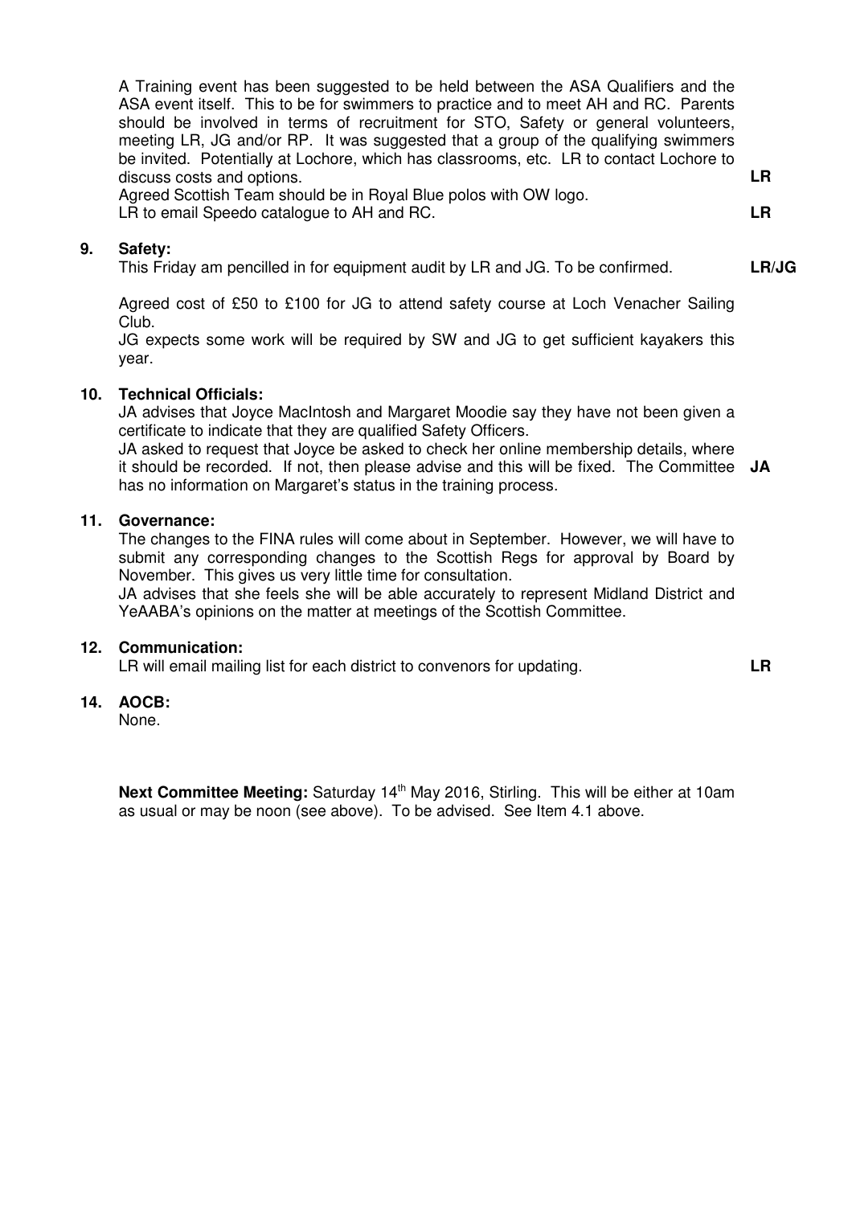A Training event has been suggested to be held between the ASA Qualifiers and the ASA event itself. This to be for swimmers to practice and to meet AH and RC. Parents should be involved in terms of recruitment for STO, Safety or general volunteers, meeting LR, JG and/or RP. It was suggested that a group of the qualifying swimmers be invited. Potentially at Lochore, which has classrooms, etc. LR to contact Lochore to discuss costs and options. **LR**

Agreed Scottish Team should be in Royal Blue polos with OW logo.

LR to email Speedo catalogue to AH and RC. **LR**

**9. Safety:**

This Friday am pencilled in for equipment audit by LR and JG. To be confirmed. **LR/JG**

Agreed cost of £50 to £100 for JG to attend safety course at Loch Venacher Sailing Club.

JG expects some work will be required by SW and JG to get sufficient kayakers this year.

**10. Technical Officials:**

JA advises that Joyce MacIntosh and Margaret Moodie say they have not been given a certificate to indicate that they are qualified Safety Officers.

JA asked to request that Joyce be asked to check her online membership details, where it should be recorded. If not, then please advise and this will be fixed. The Committee has no information on Margaret's status in the training process. **JA**

**11. Governance:**

The changes to the FINA rules will come about in September. However, we will have to submit any corresponding changes to the Scottish Regs for approval by Board by November. This gives us very little time for consultation.

JA advises that she feels she will be able accurately to represent Midland District and YeAABA's opinions on the matter at meetings of the Scottish Committee.

**12. Communication:**

LR will email mailing list for each district to convenors for updating. **LR**

**14. AOCB:**

None.

**Next Committee Meeting:** Saturday 14th May 2016, Stirling. This will be either at 10am as usual or may be noon (see above). To be advised. See Item 4.1 above.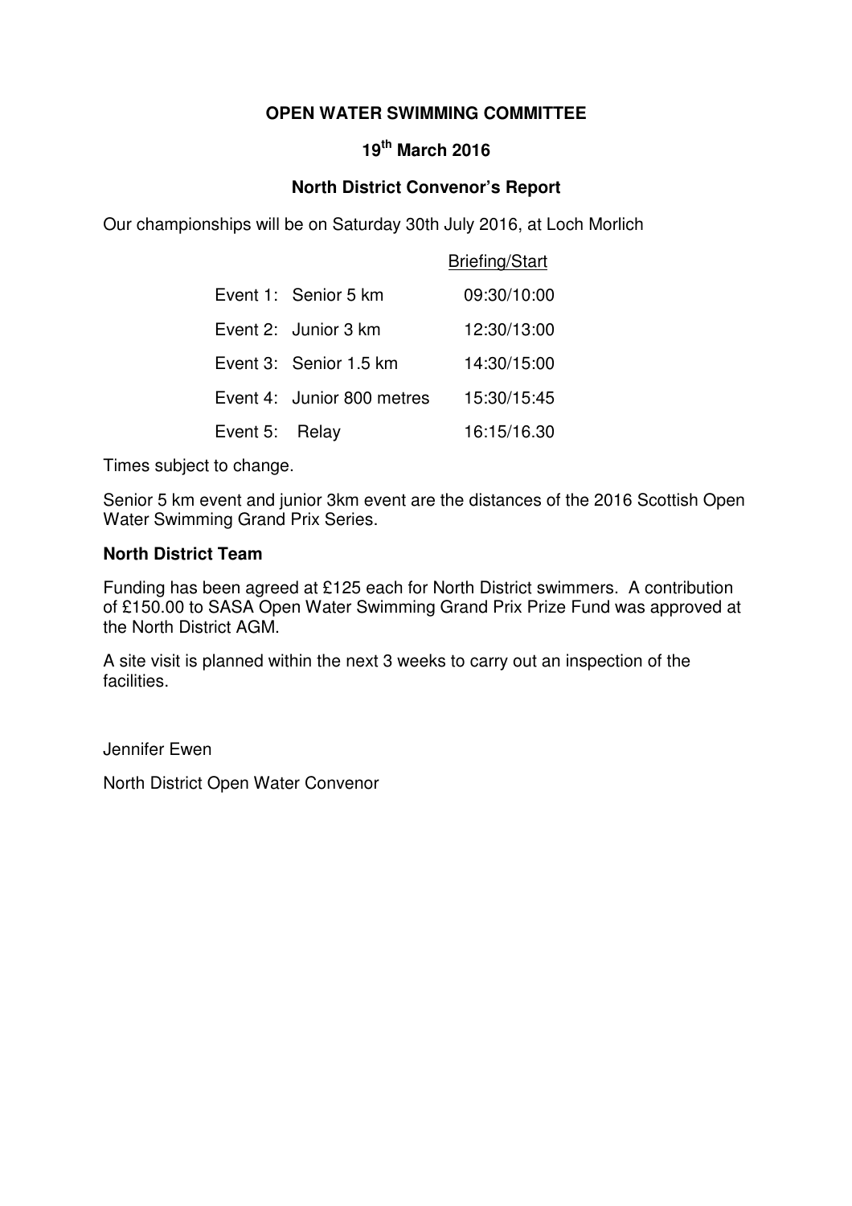**OPEN WATER SWIMMING COMMITTEE**

**19th March 2016**

**North District Convenor's Report**

Our championships will be on Saturday 30th July 2016, at Loch Morlich

| | | Briefing/Start |
|---|---|---|
| Event 1: | Senior 5 km | 09:30/10:00 |
| Event 2: | Junior 3 km | 12:30/13:00 |
| Event 3: | Senior 1.5 km | 14:30/15:00 |
| Event 4: | Junior 800 metres | 15:30/15:45 |
| Event 5: | Relay | 16:15/16.30 |

Times subject to change.

Senior 5 km event and junior 3km event are the distances of the 2016 Scottish Open Water Swimming Grand Prix Series.

**North District Team**

Funding has been agreed at £125 each for North District swimmers. A contribution of £150.00 to SASA Open Water Swimming Grand Prix Prize Fund was approved at the North District AGM.

A site visit is planned within the next 3 weeks to carry out an inspection of the facilities.

Jennifer Ewen

North District Open Water Convenor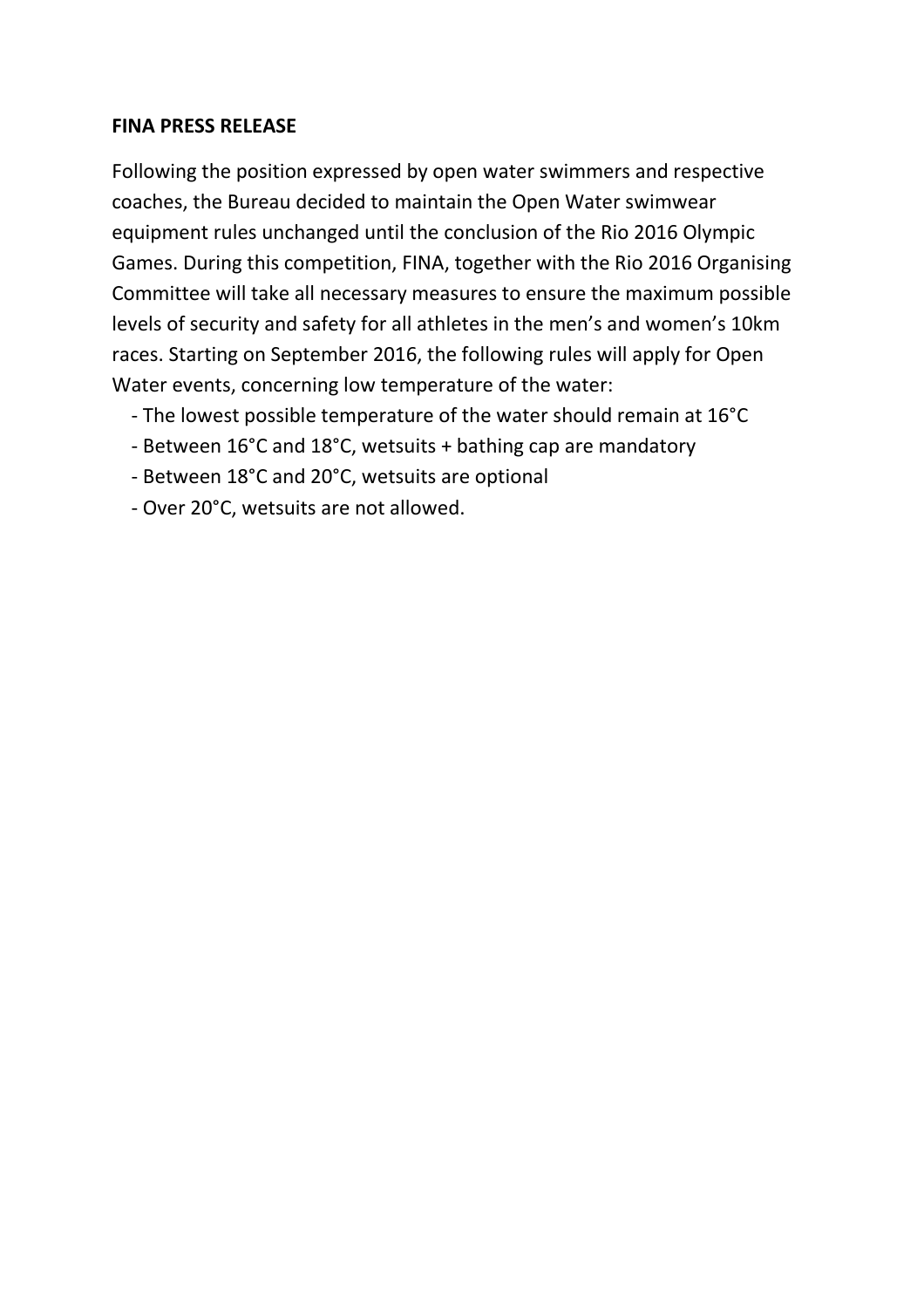**FINA PRESS RELEASE**

Following the position expressed by open water swimmers and respective coaches, the Bureau decided to maintain the Open Water swimwear equipment rules unchanged until the conclusion of the Rio 2016 Olympic Games. During this competition, FINA, together with the Rio 2016 Organising Committee will take all necessary measures to ensure the maximum possible levels of security and safety for all athletes in the men's and women's 10km races. Starting on September 2016, the following rules will apply for Open Water events, concerning low temperature of the water:

- The lowest possible temperature of the water should remain at 16°C
- Between 16°C and 18°C, wetsuits + bathing cap are mandatory
- Between 18°C and 20°C, wetsuits are optional
- Over 20°C, wetsuits are not allowed.